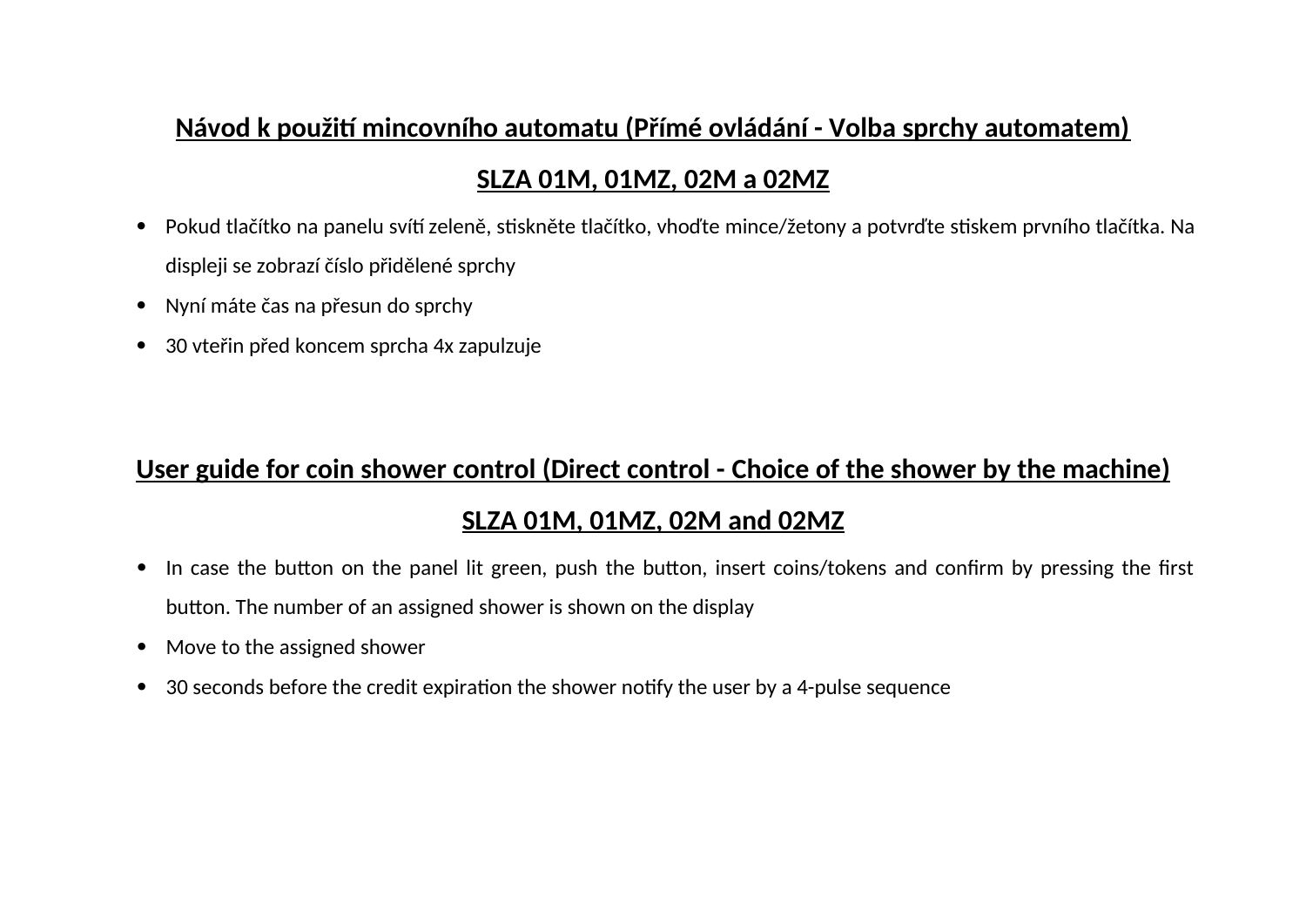**<u>Návod k použití mincovního automatu (Přímé ovládání - Volba sprchy automatem)</u>**

**<u>SLZA 01M, 01MZ, 02M a 02MZ</u>**

- Pokud tlačítko na panelu svítí zeleně, stiskněte tlačítko, vhoďte mince/žetony a potvrďte stiskem prvního tlačítka. Na displeji se zobrazí číslo přidělené sprchy
- Nyní máte čas na přesun do sprchy
- 30 vteřin před koncem sprcha 4x zapulzuje

**<u>User guide for coin shower control (Direct control - Choice of the shower by the machine)</u>**

**<u>SLZA 01M, 01MZ, 02M and 02MZ</u>**

- In case the button on the panel lit green, push the button, insert coins/tokens and confirm by pressing the first button. The number of an assigned shower is shown on the display
- Move to the assigned shower
- 30 seconds before the credit expiration the shower notify the user by a 4-pulse sequence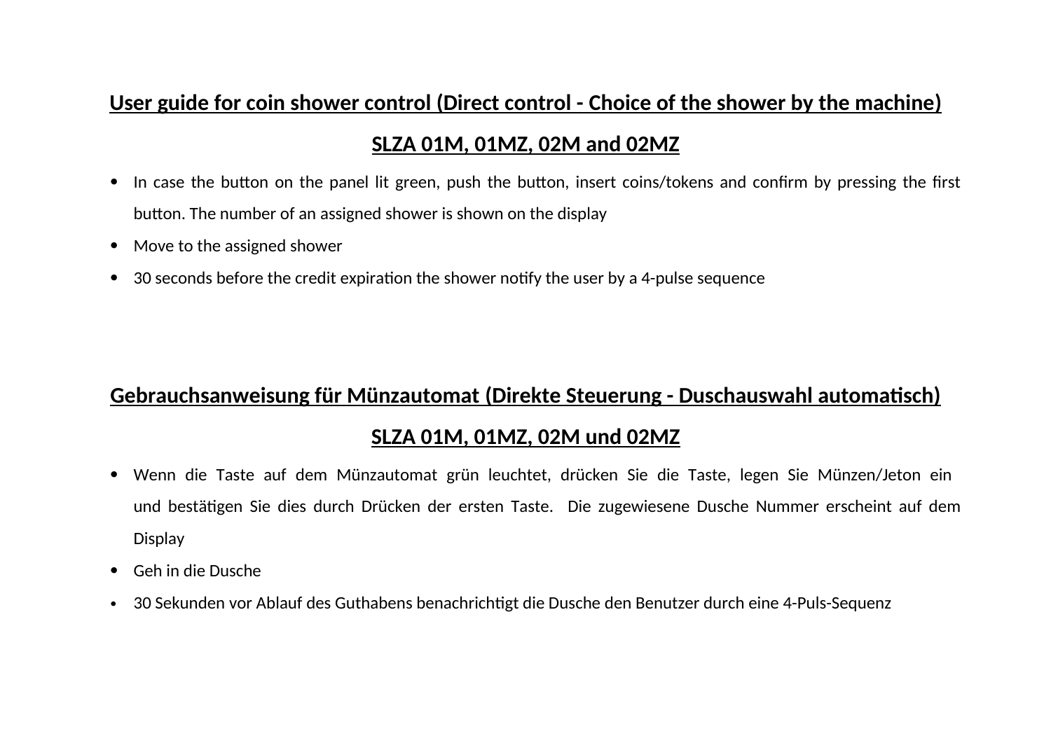## User guide for coin shower control (Direct control - Choice of the shower by the machine)

## SLZA 01M, 01MZ, 02M and 02MZ

- In case the button on the panel lit green, push the button, insert coins/tokens and confirm by pressing the first button. The number of an assigned shower is shown on the display
- Move to the assigned shower
- 30 seconds before the credit expiration the shower notify the user by a 4-pulse sequence

## Gebrauchsanweisung für Münzautomat (Direkte Steuerung - Duschauswahl automatisch)

## SLZA 01M, 01MZ, 02M und 02MZ

- Wenn die Taste auf dem Münzautomat grün leuchtet, drücken Sie die Taste, legen Sie Münzen/Jeton ein und bestätigen Sie dies durch Drücken der ersten Taste. Die zugewiesene Dusche Nummer erscheint auf dem Display
- Geh in die Dusche
- 30 Sekunden vor Ablauf des Guthabens benachrichtigt die Dusche den Benutzer durch eine 4-Puls-Sequenz